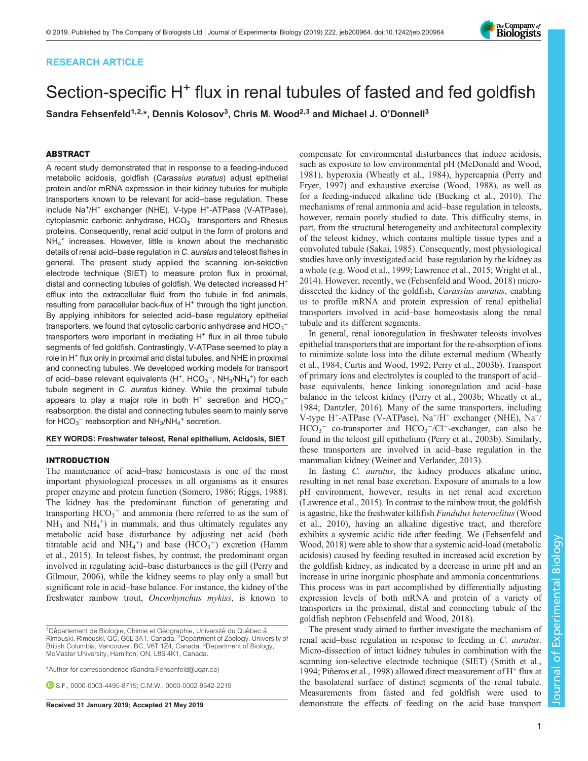RESEARCH ARTICLE

# Section-specific $H^+$ flux in renal tubules of fasted and fed goldfish

**Sandra Fehsenfeld[1,2,*], Dennis Kolosov[3], Chris M. Wood[2,3] and Michael J. O'Donnell[3]**

## ABSTRACT

A recent study demonstrated that in response to a feeding-induced metabolic acidosis, goldfish (*Carassius auratus*) adjust epithelial protein and/or mRNA expression in their kidney tubules for multiple transporters known to be relevant for acid–base regulation. These include $Na^+/H^+$ exchanger (NHE), V-type $H^+$-ATPase (V-ATPase), cytoplasmic carbonic anhydrase, $HCO_3^-$ transporters and Rhesus proteins. Consequently, renal acid output in the form of protons and $NH_4^+$ increases. However, little is known about the mechanistic details of renal acid–base regulation in *C. auratus* and teleost fishes in general. The present study applied the scanning ion-selective electrode technique (SIET) to measure proton flux in proximal, distal and connecting tubules of goldfish. We detected increased $H^+$ efflux into the extracellular fluid from the tubule in fed animals, resulting from paracellular back-flux of $H^+$ through the tight junction. By applying inhibitors for selected acid–base regulatory epithelial transporters, we found that cytosolic carbonic anhydrase and $HCO_3^-$ transporters were important in mediating $H^+$ flux in all three tubule segments of fed goldfish. Contrastingly, V-ATPase seemed to play a role in $H^+$ flux only in proximal and distal tubules, and NHE in proximal and connecting tubules. We developed working models for transport of acid–base relevant equivalents ($H^+$, $HCO_3^-$, $NH_3/NH_4^+$) for each tubule segment in *C. auratus* kidney. While the proximal tubule appears to play a major role in both $H^+$ secretion and $HCO_3^-$ reabsorption, the distal and connecting tubules seem to mainly serve for $HCO_3^-$ reabsorption and $NH_3/NH_4^+$ secretion.

**KEY WORDS: Freshwater teleost, Renal epithelium, Acidosis, SIET**

## INTRODUCTION

The maintenance of acid–base homeostasis is one of the most important physiological processes in all organisms as it ensures proper enzyme and protein function (Somero, 1986; Riggs, 1988). The kidney has the predominant function of generating and transporting $HCO_3^-$ and ammonia (here referred to as the sum of $NH_3$ and $NH_4^+$) in mammals, and thus ultimately regulates any metabolic acid–base disturbance by adjusting net acid (both titratable acid and $NH_4^+$) and base ($HCO_3^-$) excretion (Hamm et al., 2015). In teleost fishes, by contrast, the predominant organ involved in regulating acid–base disturbances is the gill (Perry and Gilmour, 2006), while the kidney seems to play only a small but significant role in acid–base balance. For instance, the kidney of the freshwater rainbow trout, *Oncorhynchus mykiss*, is known to compensate for environmental disturbances that induce acidosis, such as exposure to low environmental pH (McDonald and Wood, 1981), hyperoxia (Wheatly et al., 1984), hypercapnia (Perry and Fryer, 1997) and exhaustive exercise (Wood, 1988), as well as for a feeding-induced alkaline tide (Bucking et al., 2010). The mechanisms of renal ammonia and acid–base regulation in teleosts, however, remain poorly studied to date. This difficulty stems, in part, from the structural heterogeneity and architectural complexity of the teleost kidney, which contains multiple tissue types and a convoluted tubule (Sakai, 1985). Consequently, most physiological studies have only investigated acid–base regulation by the kidney as a whole (e.g. Wood et al., 1999; Lawrence et al., 2015; Wright et al., 2014). However, recently, we (Fehsenfeld and Wood, 2018) micro-dissected the kidney of the goldfish, *Carassius auratus*, enabling us to profile mRNA and protein expression of renal epithelial transporters involved in acid–base homeostasis along the renal tubule and its different segments.

In general, renal ionoregulation in freshwater teleosts involves epithelial transporters that are important for the re-absorption of ions to minimize solute loss into the dilute external medium (Wheatly et al., 1984; Curtis and Wood, 1992; Perry et al., 2003b). Transport of primary ions and electrolytes is coupled to the transport of acid–base equivalents, hence linking ionoregulation and acid–base balance in the teleost kidney (Perry et al., 2003b; Wheatly et al., 1984; Dantzler, 2016). Many of the same transporters, including V-type $H^+$-ATPase (V-ATPase), $Na^+/H^+$ exchanger (NHE), $Na^+/HCO_3^-$ co-transporter and $HCO_3^-/Cl^-$-exchanger, can also be found in the teleost gill epithelium (Perry et al., 2003b). Similarly, these transporters are involved in acid–base regulation in the mammalian kidney (Weiner and Verlander, 2013).

In fasting *C. auratus*, the kidney produces alkaline urine, resulting in net renal base excretion. Exposure of animals to a low pH environment, however, results in net renal acid excretion (Lawrence et al., 2015). In contrast to the rainbow trout, the goldfish is agastric, like the freshwater killifish *Fundulus heteroclitus* (Wood et al., 2010), having an alkaline digestive tract, and therefore exhibits a systemic acidic tide after feeding. We (Fehsenfeld and Wood, 2018) were able to show that a systemic acid-load (metabolic acidosis) caused by feeding resulted in increased acid excretion by the goldfish kidney, as indicated by a decrease in urine pH and an increase in urine inorganic phosphate and ammonia concentrations. This process was in part accomplished by differentially adjusting expression levels of both mRNA and protein of a variety of transporters in the proximal, distal and connecting tubule of the goldfish nephron (Fehsenfeld and Wood, 2018).

The present study aimed to further investigate the mechanism of renal acid–base regulation in response to feeding in *C. auratus*. Micro-dissection of intact kidney tubules in combination with the scanning ion-selective electrode technique (SIET) (Smith et al., 1994; Piñeros et al., 1998) allowed direct measurement of $H^+$ flux at the basolateral surface of distinct segments of the renal tubule. Measurements from fasted and fed goldfish were used to demonstrate the effects of feeding on the acid–base transport

[1]Département de Biologie, Chimie et Géographie, Université du Québec à Rimouski, Rimouski, QC, G5L 3A1, Canada. [2]Department of Zoology, University of British Columbia, Vancouver, BC, V6T 1Z4, Canada. [3]Department of Biology, McMaster University, Hamilton, ON, L8S 4K1, Canada.

*Author for correspondence (Sandra.Fehsenfeld@uqar.ca)

S.F., 0000-0003-4495-8715; C.M.W., 0000-0002-9542-2219

Received 31 January 2019; Accepted 21 May 2019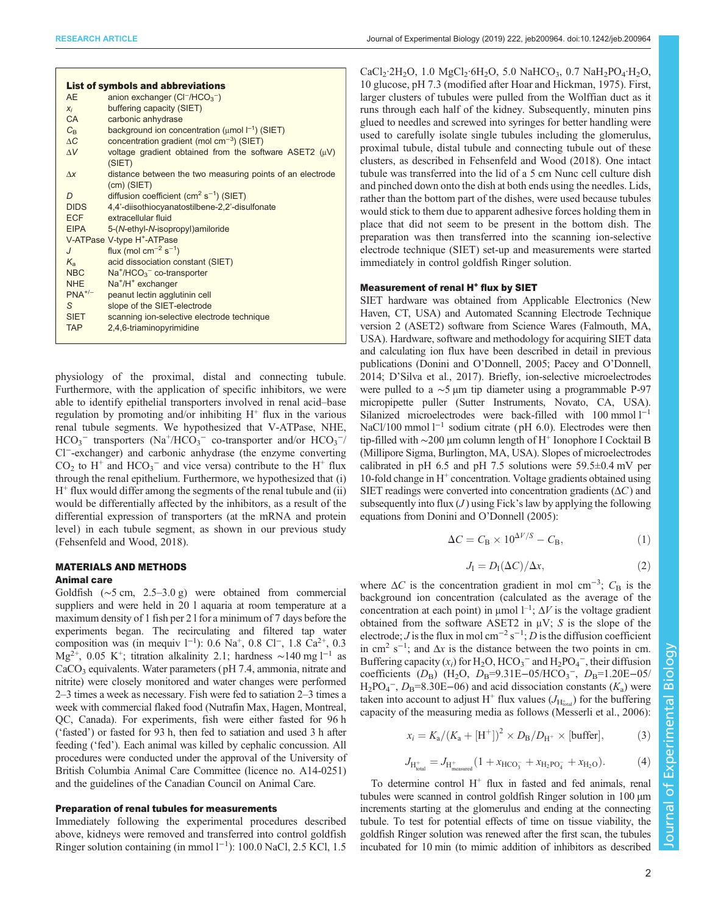**List of symbols and abbreviations**

| | |
|---|---|
| AE | anion exchanger ($Cl^-/HCO_3^-$) |
| $x_i$ | buffering capacity (SIET) |
| CA | carbonic anhydrase |
| $C_B$ | background ion concentration (µmol $l^{-1}$) (SIET) |
| $\Delta C$ | concentration gradient (mol $cm^{-3}$) (SIET) |
| $\Delta V$ | voltage gradient obtained from the software ASET2 (µV) (SIET) |
| $\Delta x$ | distance between the two measuring points of an electrode (cm) (SIET) |
| $D$ | diffusion coefficient ($cm^2$ $s^{-1}$) (SIET) |
| DIDS | 4,4′-diisothiocyanatostilbene-2,2′-disulfonate |
| ECF | extracellular fluid |
| EIPA | 5-(*N*-ethyl-*N*-isopropyl)amiloride |
| V-ATPase | V-type $H^+$-ATPase |
| $J$ | flux (mol $cm^{-2}$ $s^{-1}$) |
| $K_a$ | acid dissociation constant (SIET) |
| NBC | $Na^+/HCO_3^-$ co-transporter |
| NHE | $Na^+/H^+$ exchanger |
| $PNA^{+/-}$ | peanut lectin agglutinin cell |
| $S$ | slope of the SIET-electrode |
| SIET | scanning ion-selective electrode technique |
| TAP | 2,4,6-triaminopyrimidine |

physiology of the proximal, distal and connecting tubule. Furthermore, with the application of specific inhibitors, we were able to identify epithelial transporters involved in renal acid–base regulation by promoting and/or inhibiting $H^+$ flux in the various renal tubule segments. We hypothesized that V-ATPase, NHE, $HCO_3^-$ transporters ($Na^+/HCO_3^-$ co-transporter and/or $HCO_3^-/Cl^-$-exchanger) and carbonic anhydrase (the enzyme converting $CO_2$ to $H^+$ and $HCO_3^-$ and vice versa) contribute to the $H^+$ flux through the renal epithelium. Furthermore, we hypothesized that (i) $H^+$ flux would differ among the segments of the renal tubule and (ii) would be differentially affected by the inhibitors, as a result of the differential expression of transporters (at the mRNA and protein level) in each tubule segment, as shown in our previous study (Fehsenfeld and Wood, 2018).

## MATERIALS AND METHODS

### Animal care

Goldfish (∼5 cm, 2.5–3.0 g) were obtained from commercial suppliers and were held in 20 l aquaria at room temperature at a maximum density of 1 fish per 2 l for a minimum of 7 days before the experiments began. The recirculating and filtered tap water composition was (in mequiv $l^{-1}$): 0.6 $Na^+$, 0.8 $Cl^-$, 1.8 $Ca^{2+}$, 0.3 $Mg^{2+}$, 0.05 $K^+$; titration alkalinity 2.1; hardness ∼140 mg $l^{-1}$ as $CaCO_3$ equivalents. Water parameters (pH 7.4, ammonia, nitrate and nitrite) were closely monitored and water changes were performed 2–3 times a week as necessary. Fish were fed to satiation 2–3 times a week with commercial flaked food (Nutrafin Max, Hagen, Montreal, QC, Canada). For experiments, fish were either fasted for 96 h (‘fasted’) or fasted for 93 h, then fed to satiation and used 3 h after feeding (‘fed’). Each animal was killed by cephalic concussion. All procedures were conducted under the approval of the University of British Columbia Animal Care Committee (licence no. A14-0251) and the guidelines of the Canadian Council on Animal Care.

### Preparation of renal tubules for measurements

Immediately following the experimental procedures described above, kidneys were removed and transferred into control goldfish Ringer solution containing (in mmol $l^{-1}$): 100.0 NaCl, 2.5 KCl, 1.5 $CaCl_2 \cdot 2H_2O$, 1.0 $MgCl_2 \cdot 6H_2O$, 5.0 $NaHCO_3$, 0.7 $NaH_2PO_4 \cdot H_2O$, 10 glucose, pH 7.3 (modified after Hoar and Hickman, 1975). First, larger clusters of tubules were pulled from the Wolffian duct as it runs through each half of the kidney. Subsequently, minuten pins glued to needles and screwed into syringes for better handling were used to carefully isolate single tubules including the glomerulus, proximal tubule, distal tubule and connecting tubule out of these clusters, as described in Fehsenfeld and Wood (2018). One intact tubule was transferred into the lid of a 5 cm Nunc cell culture dish and pinched down onto the dish at both ends using the needles. Lids, rather than the bottom part of the dishes, were used because tubules would stick to them due to apparent adhesive forces holding them in place that did not seem to be present in the bottom dish. The preparation was then transferred into the scanning ion-selective electrode technique (SIET) set-up and measurements were started immediately in control goldfish Ringer solution.

### Measurement of renal $H^+$ flux by SIET

SIET hardware was obtained from Applicable Electronics (New Haven, CT, USA) and Automated Scanning Electrode Technique version 2 (ASET2) software from Science Wares (Falmouth, MA, USA). Hardware, software and methodology for acquiring SIET data and calculating ion flux have been described in detail in previous publications (Donini and O’Donnell, 2005; Pacey and O’Donnell, 2014; D’Silva et al., 2017). Briefly, ion-selective microelectrodes were pulled to a ∼5 µm tip diameter using a programmable P-97 micropipette puller (Sutter Instruments, Novato, CA, USA). Silanized microelectrodes were back-filled with 100 mmol $l^{-1}$ NaCl/100 mmol $l^{-1}$ sodium citrate (pH 6.0). Electrodes were then tip-filled with ∼200 µm column length of $H^+$ Ionophore I Cocktail B (Millipore Sigma, Burlington, MA, USA). Slopes of microelectrodes calibrated in pH 6.5 and pH 7.5 solutions were 59.5±0.4 mV per 10-fold change in $H^+$ concentration. Voltage gradients obtained using SIET readings were converted into concentration gradients ($\Delta C$) and subsequently into flux ($J$) using Fick’s law by applying the following equations from Donini and O’Donnell (2005):

$$\Delta C = C_B \times 10^{\Delta V/S} - C_B, \tag{1}$$

$$J_I = D_I(\Delta C)/\Delta x, \tag{2}$$

where $\Delta C$ is the concentration gradient in mol $cm^{-3}$; $C_B$ is the background ion concentration (calculated as the average of the concentration at each point) in µmol $l^{-1}$; $\Delta V$ is the voltage gradient obtained from the software ASET2 in µV; $S$ is the slope of the electrode; $J$ is the flux in mol $cm^{-2}$ $s^{-1}$; $D$ is the diffusion coefficient in $cm^2$ $s^{-1}$; and $\Delta x$ is the distance between the two points in cm. Buffering capacity ($x_i$) for $H_2O$, $HCO_3^-$ and $H_2PO_4^-$, their diffusion coefficients ($D_B$) ($H_2O$, $D_B$=9.31E−05/$HCO_3^-$, $D_B$=1.20E−05/$H_2PO_4^-$, $D_B$=8.30E−06) and acid dissociation constants ($K_a$) were taken into account to adjust $H^+$ flux values ($J_{H^+_{total}}$) for the buffering capacity of the measuring media as follows (Messerli et al., 2006):

$$x_i = K_a/(K_a + [H^+])^2 \times D_B/D_{H^+} \times [\text{buffer}], \tag{3}$$

$$J_{H^+_{total}} = J_{H^+_{measured}}(1 + x_{HCO_3^-} + x_{H_2PO_4^-} + x_{H_2O}). \tag{4}$$

To determine control $H^+$ flux in fasted and fed animals, renal tubules were scanned in control goldfish Ringer solution in 100 µm increments starting at the glomerulus and ending at the connecting tubule. To test for potential effects of time on tissue viability, the goldfish Ringer solution was renewed after the first scan, the tubules incubated for 10 min (to mimic addition of inhibitors as described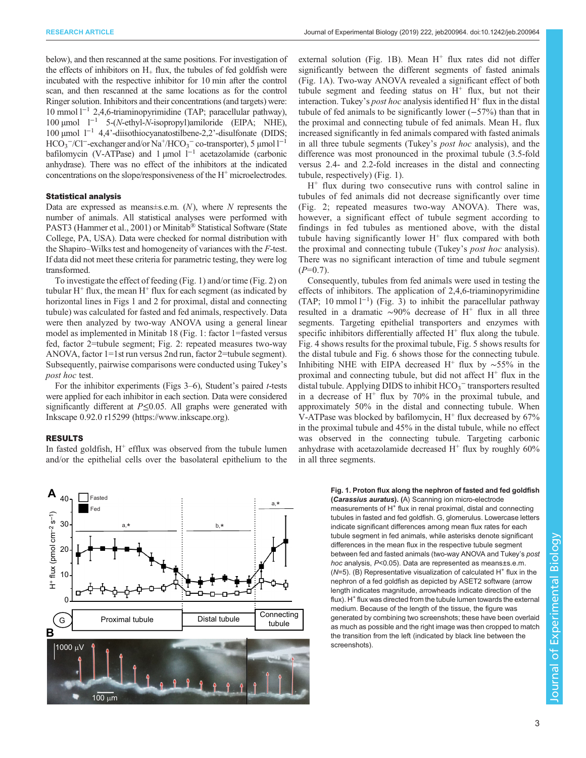below), and then rescanned at the same positions. For investigation of the effects of inhibitors on $H_+$ flux, the tubules of fed goldfish were incubated with the respective inhibitor for 10 min after the control scan, and then rescanned at the same locations as for the control Ringer solution. Inhibitors and their concentrations (and targets) were: 10 mmol $l^{-1}$ 2,4,6-triaminopyrimidine (TAP; paracellular pathway), 100 µmol $l^{-1}$ 5-(*N*-ethyl-*N*-isopropyl)amiloride (EIPA; NHE), 100 µmol $l^{-1}$ 4,4'-diisothiocyanatostilbene-2,2'-disulfonate (DIDS; $HCO_3^-/Cl^-$-exchanger and/or $Na^+/HCO_3^-$ co-transporter), 5 µmol $l^{-1}$ bafilomycin (V-ATPase) and 1 µmol $l^{-1}$ acetazolamide (carbonic anhydrase). There was no effect of the inhibitors at the indicated concentrations on the slope/responsiveness of the $H^+$ microelectrodes.

### Statistical analysis

Data are expressed as means±s.e.m. (*N*), where *N* represents the number of animals. All statistical analyses were performed with PAST3 (Hammer et al., 2001) or Minitab® Statistical Software (State College, PA, USA). Data were checked for normal distribution with the Shapiro–Wilks test and homogeneity of variances with the *F*-test. If data did not meet these criteria for parametric testing, they were log transformed.

To investigate the effect of feeding (Fig. 1) and/or time (Fig. 2) on tubular $H^+$ flux, the mean $H^+$ flux for each segment (as indicated by horizontal lines in Figs 1 and 2 for proximal, distal and connecting tubule) was calculated for fasted and fed animals, respectively. Data were then analyzed by two-way ANOVA using a general linear model as implemented in Minitab 18 (Fig. 1: factor 1=fasted versus fed, factor 2=tubule segment; Fig. 2: repeated measures two-way ANOVA, factor 1=1st run versus 2nd run, factor 2=tubule segment). Subsequently, pairwise comparisons were conducted using Tukey's *post hoc* test.

For the inhibitor experiments (Figs 3–6), Student's paired *t*-tests were applied for each inhibitor in each section. Data were considered significantly different at $P \leq 0.05$. All graphs were generated with Inkscape 0.92.0 r15299 (https://www.inkscape.org).

## RESULTS

In fasted goldfish, $H^+$ efflux was observed from the tubule lumen and/or the epithelial cells over the basolateral epithelium to the external solution (Fig. 1B). Mean $H^+$ flux rates did not differ significantly between the different segments of fasted animals (Fig. 1A). Two-way ANOVA revealed a significant effect of both tubule segment and feeding status on $H^+$ flux, but not their interaction. Tukey's *post hoc* analysis identified $H^+$ flux in the distal tubule of fed animals to be significantly lower (−57%) than that in the proximal and connecting tubule of fed animals. Mean $H_+$ flux increased significantly in fed animals compared with fasted animals in all three tubule segments (Tukey's *post hoc* analysis), and the difference was most pronounced in the proximal tubule (3.5-fold versus 2.4- and 2.2-fold increases in the distal and connecting tubule, respectively) (Fig. 1).

$H^+$ flux during two consecutive runs with control saline in tubules of fed animals did not decrease significantly over time (Fig. 2; repeated measures two-way ANOVA). There was, however, a significant effect of tubule segment according to findings in fed tubules as mentioned above, with the distal tubule having significantly lower $H^+$ flux compared with both the proximal and connecting tubule (Tukey's *post hoc* analysis). There was no significant interaction of time and tubule segment ($P$=0.7).

Consequently, tubules from fed animals were used in testing the effects of inhibitors. The application of 2,4,6-triaminopyrimidine (TAP; 10 mmol $l^{-1}$) (Fig. 3) to inhibit the paracellular pathway resulted in a dramatic ∼90% decrease of $H^+$ flux in all three segments. Targeting epithelial transporters and enzymes with specific inhibitors differentially affected $H^+$ flux along the tubule. Fig. 4 shows results for the proximal tubule, Fig. 5 shows results for the distal tubule and Fig. 6 shows those for the connecting tubule. Inhibiting NHE with EIPA decreased $H^+$ flux by ∼55% in the proximal and connecting tubule, but did not affect $H^+$ flux in the distal tubule. Applying DIDS to inhibit $HCO_3^-$ transporters resulted in a decrease of $H^+$ flux by 70% in the proximal tubule, and approximately 50% in the distal and connecting tubule. When V-ATPase was blocked by bafilomycin, $H^+$ flux decreased by 67% in the proximal tubule and 45% in the distal tubule, while no effect was observed in the connecting tubule. Targeting carbonic anhydrase with acetazolamide decreased $H^+$ flux by roughly 60% in all three segments.

**Fig. 1. Proton flux along the nephron of fasted and fed goldfish (*Carassius auratus*).** (A) Scanning ion micro-electrode measurements of $H^+$ flux in renal proximal, distal and connecting tubules in fasted and fed goldfish. G, glomerulus. Lowercase letters indicate significant differences among mean flux rates for each tubule segment in fed animals, while asterisks denote significant differences in the mean flux in the respective tubule segment between fed and fasted animals (two-way ANOVA and Tukey's *post hoc* analysis, $P<0.05$). Data are represented as means±s.e.m. ($N$=5). (B) Representative visualization of calculated $H^+$ flux in the nephron of a fed goldfish as depicted by ASET2 software (arrow length indicates magnitude, arrowheads indicate direction of the flux). $H^+$ flux was directed from the tubule lumen towards the external medium. Because of the length of the tissue, the figure was generated by combining two screenshots; these have been overlaid as much as possible and the right image was then cropped to match the transition from the left (indicated by black line between the screenshots).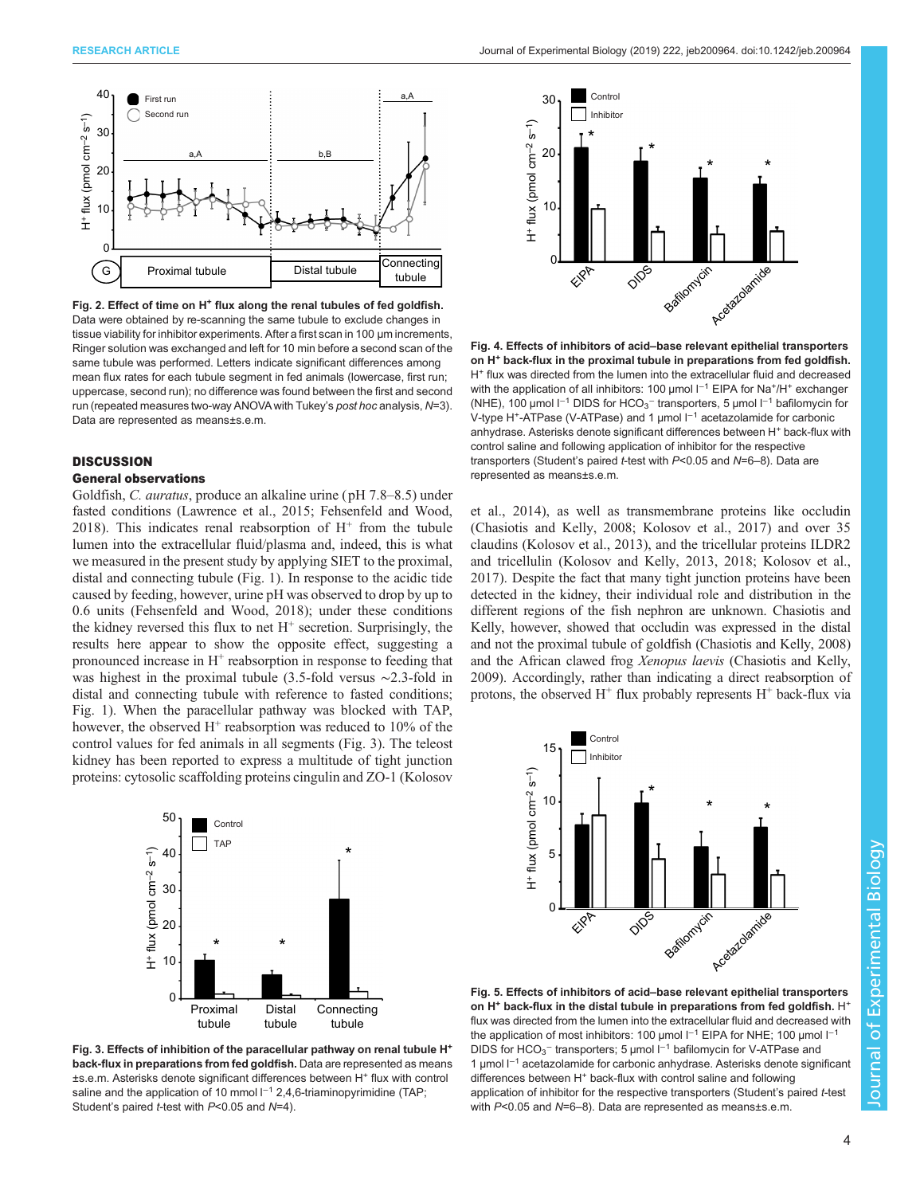**Fig. 2. Effect of time on $H^+$ flux along the renal tubules of fed goldfish.** Data were obtained by re-scanning the same tubule to exclude changes in tissue viability for inhibitor experiments. After a first scan in 100 µm increments, Ringer solution was exchanged and left for 10 min before a second scan of the same tubule was performed. Letters indicate significant differences among mean flux rates for each tubule segment in fed animals (lowercase, first run; uppercase, second run); no difference was found between the first and second run (repeated measures two-way ANOVA with Tukey's *post hoc* analysis, $N$=3). Data are represented as means±s.e.m.

## DISCUSSION

### General observations

Goldfish, *C. auratus*, produce an alkaline urine (pH 7.8–8.5) under fasted conditions (Lawrence et al., 2015; Fehsenfeld and Wood, 2018). This indicates renal reabsorption of $H^+$ from the tubule lumen into the extracellular fluid/plasma and, indeed, this is what we measured in the present study by applying SIET to the proximal, distal and connecting tubule (Fig. 1). In response to the acidic tide caused by feeding, however, urine pH was observed to drop by up to 0.6 units (Fehsenfeld and Wood, 2018); under these conditions the kidney reversed this flux to net $H^+$ secretion. Surprisingly, the results here appear to show the opposite effect, suggesting a pronounced increase in $H^+$ reabsorption in response to feeding that was highest in the proximal tubule (3.5-fold versus ~2.3-fold in distal and connecting tubule with reference to fasted conditions; Fig. 1). When the paracellular pathway was blocked with TAP, however, the observed $H^+$ reabsorption was reduced to 10% of the control values for fed animals in all segments (Fig. 3). The teleost kidney has been reported to express a multitude of tight junction proteins: cytosolic scaffolding proteins cingulin and ZO-1 (Kolosov et al., 2014), as well as transmembrane proteins like occludin (Chasiotis and Kelly, 2008; Kolosov et al., 2017) and over 35 claudins (Kolosov et al., 2013), and the tricellular proteins ILDR2 and tricellulin (Kolosov and Kelly, 2013, 2018; Kolosov et al., 2017). Despite the fact that many tight junction proteins have been detected in the kidney, their individual role and distribution in the different regions of the fish nephron are unknown. Chasiotis and Kelly, however, showed that occludin was expressed in the distal and not the proximal tubule of goldfish (Chasiotis and Kelly, 2008) and the African clawed frog *Xenopus laevis* (Chasiotis and Kelly, 2009). Accordingly, rather than indicating a direct reabsorption of protons, the observed $H^+$ flux probably represents $H^+$ back-flux via

**Fig. 3. Effects of inhibition of the paracellular pathway on renal tubule $H^+$ back-flux in preparations from fed goldfish.** Data are represented as means ±s.e.m. Asterisks denote significant differences between $H^+$ flux with control saline and the application of 10 mmol $l^{-1}$ 2,4,6-triaminopyrimidine (TAP; Student's paired *t*-test with $P$<0.05 and $N$=4).

**Fig. 4. Effects of inhibitors of acid–base relevant epithelial transporters on $H^+$ back-flux in the proximal tubule in preparations from fed goldfish.** $H^+$ flux was directed from the lumen into the extracellular fluid and decreased with the application of all inhibitors: 100 µmol $l^{-1}$ EIPA for $Na^+/H^+$ exchanger (NHE), 100 µmol $l^{-1}$ DIDS for $HCO_3^-$ transporters, 5 µmol $l^{-1}$ bafilomycin for V-type $H^+$-ATPase (V-ATPase) and 1 µmol $l^{-1}$ acetazolamide for carbonic anhydrase. Asterisks denote significant differences between $H^+$ back-flux with control saline and following application of inhibitor for the respective transporters (Student's paired *t*-test with $P$<0.05 and $N$=6–8). Data are represented as means±s.e.m.

**Fig. 5. Effects of inhibitors of acid–base relevant epithelial transporters on $H^+$ back-flux in the distal tubule in preparations from fed goldfish.** $H^+$ flux was directed from the lumen into the extracellular fluid and decreased with the application of most inhibitors: 100 µmol $l^{-1}$ EIPA for NHE; 100 µmol $l^{-1}$ DIDS for $HCO_3^-$ transporters; 5 µmol $l^{-1}$ bafilomycin for V-ATPase and 1 µmol $l^{-1}$ acetazolamide for carbonic anhydrase. Asterisks denote significant differences between $H^+$ back-flux with control saline and following application of inhibitor for the respective transporters (Student's paired *t*-test with $P$<0.05 and $N$=6–8). Data are represented as means±s.e.m.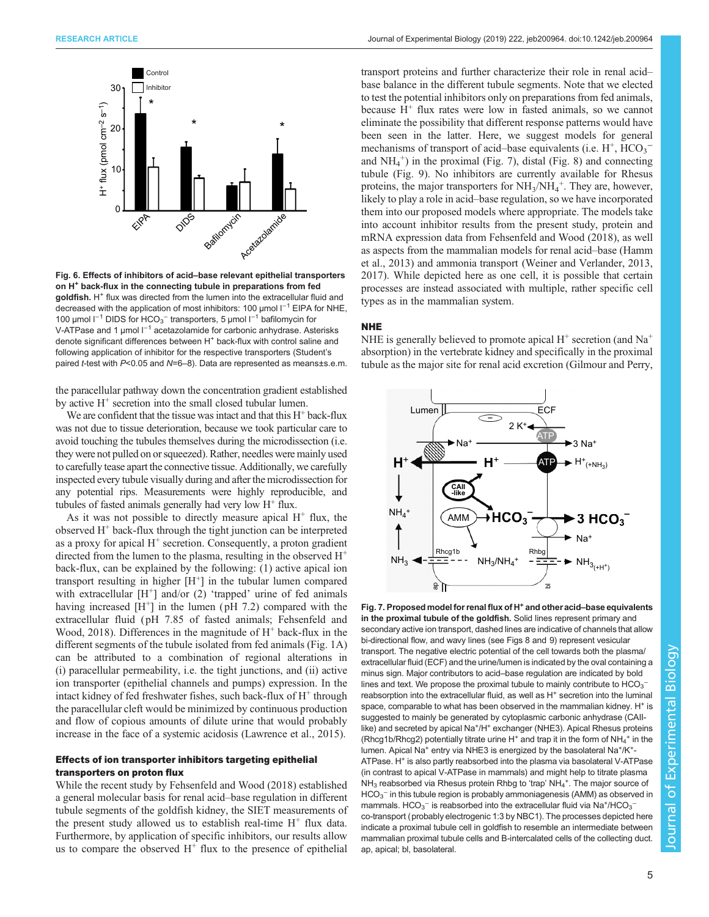Fig. 6. Effects of inhibitors of acid–base relevant epithelial transporters on $H^+$ back-flux in the connecting tubule in preparations from fed goldfish. $H^+$ flux was directed from the lumen into the extracellular fluid and decreased with the application of most inhibitors: 100 µmol $l^{-1}$ EIPA for NHE, 100 µmol $l^{-1}$ DIDS for $HCO_3^-$ transporters, 5 µmol $l^{-1}$ bafilomycin for V-ATPase and 1 µmol $l^{-1}$ acetazolamide for carbonic anhydrase. Asterisks denote significant differences between $H^+$ back-flux with control saline and following application of inhibitor for the respective transporters (Student's paired *t*-test with $P<0.05$ and $N=6–8$). Data are represented as means±s.e.m.

the paracellular pathway down the concentration gradient established by active $H^+$ secretion into the small closed tubular lumen.

We are confident that the tissue was intact and that this $H^+$ back-flux was not due to tissue deterioration, because we took particular care to avoid touching the tubules themselves during the microdissection (i.e. they were not pulled on or squeezed). Rather, needles were mainly used to carefully tease apart the connective tissue. Additionally, we carefully inspected every tubule visually during and after the microdissection for any potential rips. Measurements were highly reproducible, and tubules of fasted animals generally had very low $H^+$ flux.

As it was not possible to directly measure apical $H^+$ flux, the observed $H^+$ back-flux through the tight junction can be interpreted as a proxy for apical $H^+$ secretion. Consequently, a proton gradient directed from the lumen to the plasma, resulting in the observed $H^+$ back-flux, can be explained by the following: (1) active apical ion transport resulting in higher $[H^+]$ in the tubular lumen compared with extracellular $[H^+]$ and/or (2) 'trapped' urine of fed animals having increased $[H^+]$ in the lumen (pH 7.2) compared with the extracellular fluid (pH 7.85 of fasted animals; Fehsenfeld and Wood, 2018). Differences in the magnitude of $H^+$ back-flux in the different segments of the tubule isolated from fed animals (Fig. 1A) can be attributed to a combination of regional alterations in (i) paracellular permeability, i.e. the tight junctions, and (ii) active ion transporter (epithelial channels and pumps) expression. In the intact kidney of fed freshwater fishes, such back-flux of $H^+$ through the paracellular cleft would be minimized by continuous production and flow of copious amounts of dilute urine that would probably increase in the face of a systemic acidosis (Lawrence et al., 2015).

## Effects of ion transporter inhibitors targeting epithelial transporters on proton flux

While the recent study by Fehsenfeld and Wood (2018) established a general molecular basis for renal acid–base regulation in different tubule segments of the goldfish kidney, the SIET measurements of the present study allowed us to establish real-time $H^+$ flux data. Furthermore, by application of specific inhibitors, our results allow us to compare the observed $H^+$ flux to the presence of epithelial transport proteins and further characterize their role in renal acid–base balance in the different tubule segments. Note that we elected to test the potential inhibitors only on preparations from fed animals, because $H^+$ flux rates were low in fasted animals, so we cannot eliminate the possibility that different response patterns would have been seen in the latter. Here, we suggest models for general mechanisms of transport of acid–base equivalents (i.e. $H^+$, $HCO_3^-$ and $NH_4^+$) in the proximal (Fig. 7), distal (Fig. 8) and connecting tubule (Fig. 9). No inhibitors are currently available for Rhesus proteins, the major transporters for $NH_3/NH_4^+$. They are, however, likely to play a role in acid–base regulation, so we have incorporated them into our proposed models where appropriate. The models take into account inhibitor results from the present study, protein and mRNA expression data from Fehsenfeld and Wood (2018), as well as aspects from the mammalian models for renal acid–base (Hamm et al., 2013) and ammonia transport (Weiner and Verlander, 2013, 2017). While depicted here as one cell, it is possible that certain processes are instead associated with multiple, rather specific cell types as in the mammalian system.

## NHE

NHE is generally believed to promote apical $H^+$ secretion (and $Na^+$ absorption) in the vertebrate kidney and specifically in the proximal tubule as the major site for renal acid excretion (Gilmour and Perry,

Fig. 7. Proposed model for renal flux of $H^+$ and other acid–base equivalents in the proximal tubule of the goldfish. Solid lines represent primary and secondary active ion transport, dashed lines are indicative of channels that allow bi-directional flow, and wavy lines (see Figs 8 and 9) represent vesicular transport. The negative electric potential of the cell towards both the plasma/extracellular fluid (ECF) and the urine/lumen is indicated by the oval containing a minus sign. Major contributors to acid–base regulation are indicated by bold lines and text. We propose the proximal tubule to mainly contribute to $HCO_3^-$ reabsorption into the extracellular fluid, as well as $H^+$ secretion into the luminal space, comparable to what has been observed in the mammalian kidney. $H^+$ is suggested to mainly be generated by cytoplasmic carbonic anhydrase (CAII-like) and secreted by apical $Na^+/H^+$ exchanger (NHE3). Apical Rhesus proteins (Rhcg1b/Rhcg2) potentially titrate urine $H^+$ and trap it in the form of $NH_4^+$ in the lumen. Apical $Na^+$ entry via NHE3 is energized by the basolateral $Na^+/K^+$-ATPase. $H^+$ is also partly reabsorbed into the plasma via basolateral V-ATPase (in contrast to apical V-ATPase in mammals) and might help to titrate plasma $NH_3$ reabsorbed via Rhesus protein Rhbg to 'trap' $NH_4^+$. The major source of $HCO_3^-$ in this tubule region is probably ammoniagenesis (AMM) as observed in mammals. $HCO_3^-$ is reabsorbed into the extracellular fluid via $Na^+/HCO_3^-$ co-transport (probably electrogenic 1:3 by NBC1). The processes depicted here indicate a proximal tubule cell in goldfish to resemble an intermediate between mammalian proximal tubule cells and B-intercalated cells of the collecting duct. ap, apical; bl, basolateral.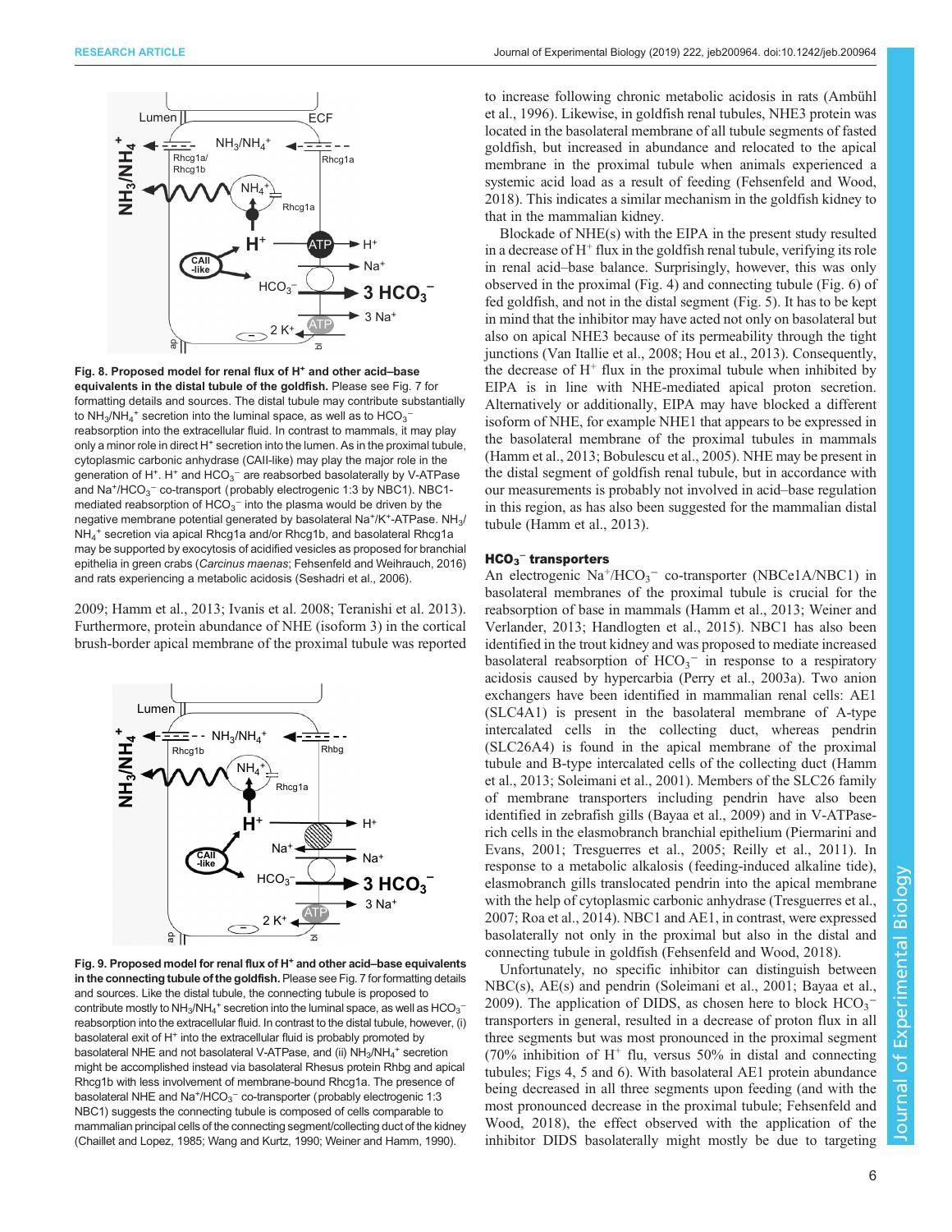**Fig. 8. Proposed model for renal flux of $H^+$ and other acid–base equivalents in the distal tubule of the goldfish.** Please see Fig. 7 for formatting details and sources. The distal tubule may contribute substantially to $NH_3/NH_4^+$ secretion into the luminal space, as well as $HCO_3^-$ reabsorption into the extracellular fluid. In contrast to mammals, it may play only a minor role in direct $H^+$ secretion into the lumen. As in the proximal tubule, cytoplasmic carbonic anhydrase (CAII-like) may play the major role in the generation of $H^+$. $H^+$ and $HCO_3^-$ are reabsorbed basolaterally by V-ATPase and $Na^+/HCO_3^-$ co-transport (probably electrogenic 1:3 by NBC1). NBC1-mediated reabsorption of $HCO_3^-$ into the plasma would be driven by the negative membrane potential generated by basolateral $Na^+/K^+$-ATPase. $NH_3/NH_4^+$ secretion via apical Rhcg1a and/or Rhcg1b, and basolateral Rhcg1a may be supported by exocytosis of acidified vesicles as proposed for branchial epithelia in green crabs (*Carcinus maenas*; Fehsenfeld and Weihrauch, 2016) and rats experiencing a metabolic acidosis (Seshadri et al., 2006).

2009; Hamm et al., 2013; Ivanis et al. 2008; Teranishi et al. 2013). Furthermore, protein abundance of NHE (isoform 3) in the cortical brush-border apical membrane of the proximal tubule was reported

**Fig. 9. Proposed model for renal flux of $H^+$ and other acid–base equivalents in the connecting tubule of the goldfish.** Please see Fig. 7 for formatting details and sources. Like the distal tubule, the connecting tubule is proposed to contribute mostly to $NH_3/NH_4^+$ secretion into the luminal space, as well as $HCO_3^-$ reabsorption into the extracellular fluid. In contrast to the distal tubule, however, (i) basolateral exit of $H^+$ into the extracellular fluid is probably promoted by basolateral NHE and not basolateral V-ATPase, and (ii) $NH_3/NH_4^+$ secretion might be accomplished instead via basolateral Rhesus protein Rhbg and apical Rhcg1b with less involvement of membrane-bound Rhcg1a. The presence of basolateral NHE and $Na^+/HCO_3^-$ co-transporter (probably electrogenic 1:3 NBC1) suggests the connecting tubule is composed of cells comparable to mammalian principal cells of the connecting segment/collecting duct of the kidney (Chaillet and Lopez, 1985; Wang and Kurtz, 1990; Weiner and Hamm, 1990).

to increase following chronic metabolic acidosis in rats (Ambühl et al., 1996). Likewise, in goldfish renal tubules, NHE3 protein was located in the basolateral membrane of all tubule segments of fasted goldfish, but increased in abundance and relocated to the apical membrane in the proximal tubule when animals experienced a systemic acid load as a result of feeding (Fehsenfeld and Wood, 2018). This indicates a similar mechanism in the goldfish kidney to that in the mammalian kidney.

Blockade of NHE(s) with the EIPA in the present study resulted in a decrease of $H^+$ flux in the goldfish renal tubule, verifying its role in renal acid–base balance. Surprisingly, however, this was only observed in the proximal (Fig. 4) and connecting tubule (Fig. 6) of fed goldfish, and not in the distal segment (Fig. 5). It has to be kept in mind that the inhibitor may have acted not only on basolateral but also on apical NHE3 because of its permeability through the tight junctions (Van Itallie et al., 2008; Hou et al., 2013). Consequently, the decrease of $H^+$ flux in the proximal tubule when inhibited by EIPA is in line with NHE-mediated apical proton secretion. Alternatively or additionally, EIPA may have blocked a different isoform of NHE, for example NHE1 that appears to be expressed in the basolateral membrane of the proximal tubules in mammals (Hamm et al., 2013; Bobulescu et al., 2005). NHE may be present in the distal segment of goldfish renal tubule, but in accordance with our measurements is probably not involved in acid–base regulation in this region, as has also been suggested for the mammalian distal tubule (Hamm et al., 2013).

### $HCO_3^-$ transporters

An electrogenic $Na^+/HCO_3^-$ co-transporter (NBCe1A/NBC1) in basolateral membranes of the proximal tubule is crucial for the reabsorption of base in mammals (Hamm et al., 2013; Weiner and Verlander, 2013; Handlogten et al., 2015). NBC1 has also been identified in the trout kidney and was proposed to mediate increased basolateral reabsorption of $HCO_3^-$ in response to a respiratory acidosis caused by hypercarbia (Perry et al., 2003a). Two anion exchangers have been identified in mammalian renal cells: AE1 (SLC4A1) is present in the basolateral membrane of A-type intercalated cells in the collecting duct, whereas pendrin (SLC26A4) is found in the apical membrane of the proximal tubule and B-type intercalated cells of the collecting duct (Hamm et al., 2013; Soleimani et al., 2001). Members of the SLC26 family of membrane transporters including pendrin have also been identified in zebrafish gills (Bayaa et al., 2009) and in V-ATPase-rich cells in the elasmobranch branchial epithelium (Piermarini and Evans, 2001; Tresguerres et al., 2005; Reilly et al., 2011). In response to a metabolic alkalosis (feeding-induced alkaline tide), elasmobranch gills translocated pendrin into the apical membrane with the help of cytoplasmic carbonic anhydrase (Tresguerres et al., 2007; Roa et al., 2014). NBC1 and AE1, in contrast, were expressed basolaterally not only in the proximal but also in the distal and connecting tubule in goldfish (Fehsenfeld and Wood, 2018).

Unfortunately, no specific inhibitor can distinguish between NBC(s), AE(s) and pendrin (Soleimani et al., 2001; Bayaa et al., 2009). The application of DIDS, as chosen here to block $HCO_3^-$ transporters in general, resulted in a decrease of proton flux in all three segments but was most pronounced in the proximal segment (70% inhibition of $H^+$ flu, versus 50% in distal and connecting tubules; Figs 4, 5 and 6). With basolateral AE1 protein abundance being decreased in all three segments upon feeding (and with the most pronounced decrease in the proximal tubule; Fehsenfeld and Wood, 2018), the effect observed with the application of the inhibitor DIDS basolaterally might mostly be due to targeting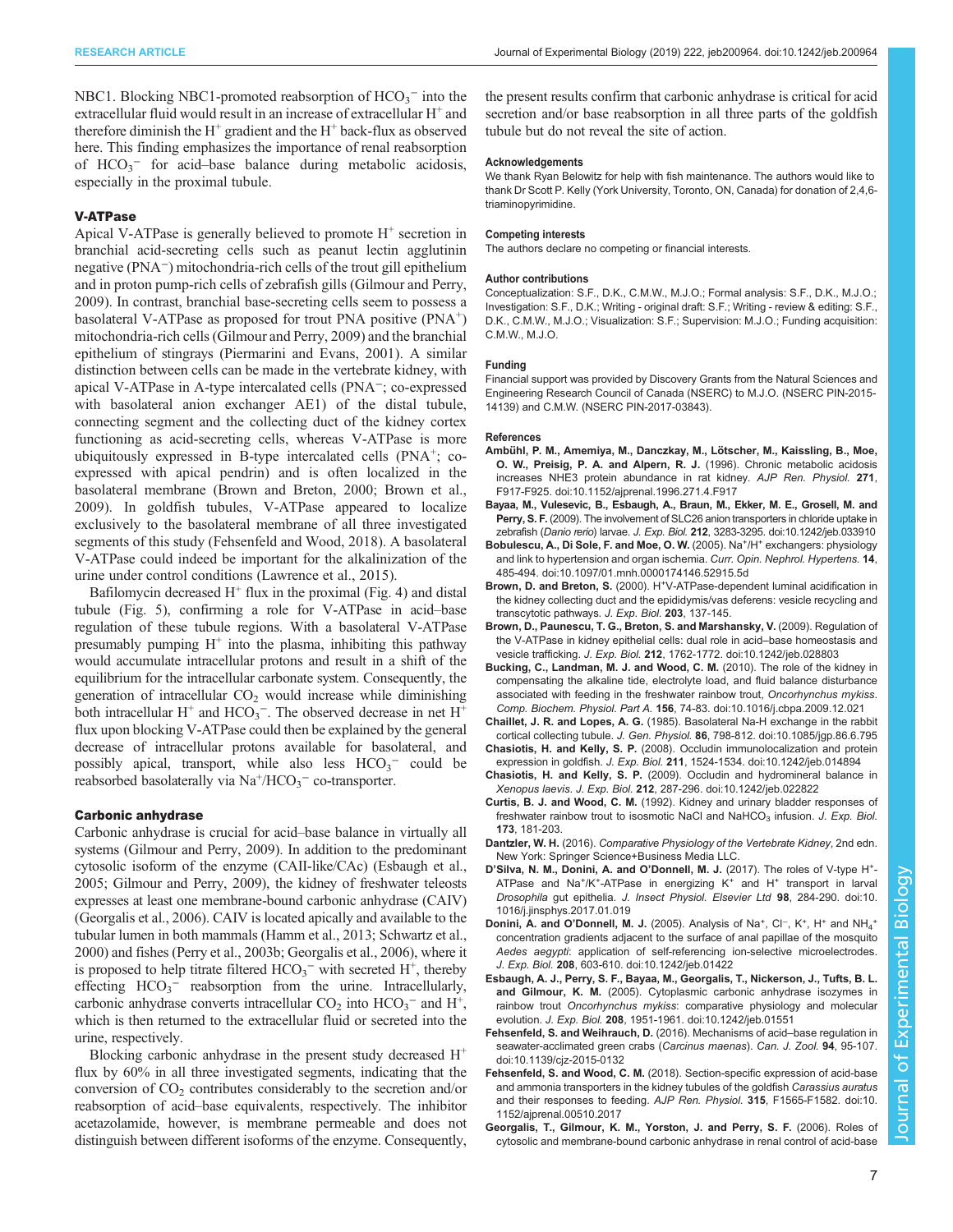NBC1. Blocking NBC1-promoted reabsorption of $HCO_3^-$ into the extracellular fluid would result in an increase of extracellular $H^+$ and therefore diminish the $H^+$ gradient and the $H^+$ back-flux as observed here. This finding emphasizes the importance of renal reabsorption of $HCO_3^-$ for acid–base balance during metabolic acidosis, especially in the proximal tubule.

### V-ATPase

Apical V-ATPase is generally believed to promote $H^+$ secretion in branchial acid-secreting cells such as peanut lectin agglutinin negative ($PNA^-$) mitochondria-rich cells of the trout gill epithelium and in proton pump-rich cells of zebrafish gills (Gilmour and Perry, 2009). In contrast, branchial base-secreting cells seem to possess a basolateral V-ATPase as proposed for trout PNA positive ($PNA^+$) mitochondria-rich cells (Gilmour and Perry, 2009) and the branchial epithelium of stingrays (Piermarini and Evans, 2001). A similar distinction between cells can be made in the vertebrate kidney, with apical V-ATPase in A-type intercalated cells ($PNA^-$; co-expressed with basolateral anion exchanger AE1) of the distal tubule, connecting segment and the collecting duct of the kidney cortex functioning as acid-secreting cells, whereas V-ATPase is more ubiquitously expressed in B-type intercalated cells ($PNA^+$; co-expressed with apical pendrin) and is often localized in the basolateral membrane (Brown and Breton, 2000; Brown et al., 2009). In goldfish tubules, V-ATPase appeared to localize exclusively to the basolateral membrane of all three investigated segments of this study (Fehsenfeld and Wood, 2018). A basolateral V-ATPase could indeed be important for the alkalinization of the urine under control conditions (Lawrence et al., 2015).

Bafilomycin decreased $H^+$ flux in the proximal (Fig. 4) and distal tubule (Fig. 5), confirming a role for V-ATPase in acid–base regulation of these tubule regions. With a basolateral V-ATPase presumably pumping $H^+$ into the plasma, inhibiting this pathway would accumulate intracellular protons and result in a shift of the equilibrium for the intracellular carbonate system. Consequently, the generation of intracellular $CO_2$ would increase while diminishing both intracellular $H^+$ and $HCO_3^-$. The observed decrease in net $H^+$ flux upon blocking V-ATPase could then be explained by the general decrease of intracellular protons available for basolateral, and possibly apical, transport, while also less $HCO_3^-$ could be reabsorbed basolaterally via $Na^+/HCO_3^-$ co-transporter.

### Carbonic anhydrase

Carbonic anhydrase is crucial for acid–base balance in virtually all systems (Gilmour and Perry, 2009). In addition to the predominant cytosolic isoform of the enzyme (CAII-like/CAc) (Esbaugh et al., 2005; Gilmour and Perry, 2009), the kidney of freshwater teleosts expresses at least one membrane-bound carbonic anhydrase (CAIV) (Georgalis et al., 2006). CAIV is located apically and available to the tubular lumen in both mammals (Hamm et al., 2013; Schwartz et al., 2000) and fishes (Perry et al., 2003b; Georgalis et al., 2006), where it is proposed to help titrate filtered $HCO_3^-$ with secreted $H^+$, thereby effecting $HCO_3^-$ reabsorption from the urine. Intracellularly, carbonic anhydrase converts intracellular $CO_2$ into $HCO_3^-$ and $H^+$, which is then returned to the extracellular fluid or secreted into the urine, respectively.

Blocking carbonic anhydrase in the present study decreased $H^+$ flux by 60% in all three investigated segments, indicating that the conversion of $CO_2$ contributes considerably to the secretion and/or reabsorption of acid–base equivalents, respectively. The inhibitor acetazolamide, however, is membrane permeable and does not distinguish between different isoforms of the enzyme. Consequently, the present results confirm that carbonic anhydrase is critical for acid secretion and/or base reabsorption in all three parts of the goldfish tubule but do not reveal the site of action.

#### Acknowledgements

We thank Ryan Belowitz for help with fish maintenance. The authors would like to thank Dr Scott P. Kelly (York University, Toronto, ON, Canada) for donation of 2,4,6-triaminopyrimidine.

#### Competing interests

The authors declare no competing or financial interests.

#### Author contributions

Conceptualization: S.F., D.K., C.M.W., M.J.O.; Formal analysis: S.F., D.K., M.J.O.; Investigation: S.F., D.K.; Writing - original draft: S.F.; Writing - review & editing: S.F., D.K., C.M.W., M.J.O.; Visualization: S.F.; Supervision: M.J.O.; Funding acquisition: C.M.W., M.J.O.

#### Funding

Financial support was provided by Discovery Grants from the Natural Sciences and Engineering Research Council of Canada (NSERC) to M.J.O. (NSERC PIN-2015-14139) and C.M.W. (NSERC PIN-2017-03843).

#### References

**Ambühl, P. M., Amemiya, M., Danczkay, M., Lötscher, M., Kaissling, B., Moe, O. W., Preisig, P. A. and Alpern, R. J.** (1996). Chronic metabolic acidosis increases NHE3 protein abundance in rat kidney. *AJP Ren. Physiol.* **271**, F917-F925. doi:10.1152/ajprenal.1996.271.4.F917

**Bayaa, M., Vulesevic, B., Esbaugh, A., Braun, M., Ekker, M. E., Grosell, M. and Perry, S. F.** (2009). The involvement of SLC26 anion transporters in chloride uptake in zebrafish (*Danio rerio*) larvae. *J. Exp. Biol.* **212**, 3283-3295. doi:10.1242/jeb.033910

**Bobulescu, A., Di Sole, F. and Moe, O. W.** (2005). $Na^+/H^+$ exchangers: physiology and link to hypertension and organ ischemia. *Curr. Opin. Nephrol. Hypertens.* **14**, 485-494. doi:10.1097/01.mnh.0000174146.52915.5d

**Brown, D. and Breton, S.** (2000). $H^+$V-ATPase-dependent luminal acidification in the kidney collecting duct and the epididymis/vas deferens: vesicle recycling and transcytotic pathways. *J. Exp. Biol.* **203**, 137-145.

**Brown, D., Paunescu, T. G., Breton, S. and Marshansky, V.** (2009). Regulation of the V-ATPase in kidney epithelial cells: dual role in acid–base homeostasis and vesicle trafficking. *J. Exp. Biol.* **212**, 1762-1772. doi:10.1242/jeb.028803

**Bucking, C., Landman, M. J. and Wood, C. M.** (2010). The role of the kidney in compensating the alkaline tide, electrolyte load, and fluid balance disturbance associated with feeding in the freshwater rainbow trout, *Oncorhynchus mykiss*. *Comp. Biochem. Physiol. Part A.* **156**, 74-83. doi:10.1016/j.cbpa.2009.12.021

**Chaillet, J. R. and Lopes, A. G.** (1985). Basolateral Na-H exchange in the rabbit cortical collecting tubule. *J. Gen. Physiol.* **86**, 798-812. doi:10.1085/jgp.86.6.795

**Chasiotis, H. and Kelly, S. P.** (2008). Occludin immunolocalization and protein expression in goldfish. *J. Exp. Biol.* **211**, 1524-1534. doi:10.1242/jeb.014894

**Chasiotis, H. and Kelly, S. P.** (2009). Occludin and hydromineral balance in *Xenopus laevis*. *J. Exp. Biol.* **212**, 287-296. doi:10.1242/jeb.022822

**Curtis, B. J. and Wood, C. M.** (1992). Kidney and urinary bladder responses of freshwater rainbow trout to isosmotic NaCl and $NaHCO_3$ infusion. *J. Exp. Biol.* **173**, 181-203.

**Dantzler, W. H.** (2016). *Comparative Physiology of the Vertebrate Kidney*, 2nd edn. New York: Springer Science+Business Media LLC.

**D'Silva, N. M., Donini, A. and O'Donnell, M. J.** (2017). The roles of V-type $H^+$-ATPase and $Na^+/K^+$-ATPase in energizing $K^+$ and $H^+$ transport in larval *Drosophila* gut epithelia. *J. Insect Physiol. Elsevier Ltd* **98**, 284-290. doi:10.1016/j.jinsphys.2017.01.019

**Donini, A. and O'Donnell, M. J.** (2005). Analysis of $Na^+$, $Cl^-$, $K^+$, $H^+$ and $NH_4^+$ concentration gradients adjacent to the surface of anal papillae of the mosquito *Aedes aegypti*: application of self-referencing ion-selective microelectrodes. *J. Exp. Biol.* **208**, 603-610. doi:10.1242/jeb.01422

**Esbaugh, A. J., Perry, S. F., Bayaa, M., Georgalis, T., Nickerson, J., Tufts, B. L. and Gilmour, K. M.** (2005). Cytoplasmic carbonic anhydrase isozymes in rainbow trout *Oncorhynchus mykiss*: comparative physiology and molecular evolution. *J. Exp. Biol.* **208**, 1951-1961. doi:10.1242/jeb.01551

**Fehsenfeld, S. and Weihrauch, D.** (2016). Mechanisms of acid–base regulation in seawater-acclimated green crabs (*Carcinus maenas*). *Can. J. Zool.* **94**, 95-107. doi:10.1139/cjz-2015-0132

**Fehsenfeld, S. and Wood, C. M.** (2018). Section-specific expression of acid-base and ammonia transporters in the kidney tubules of the goldfish *Carassius auratus* and their responses to feeding. *AJP Ren. Physiol.* **315**, F1565-F1582. doi:10.1152/ajprenal.00510.2017

**Georgalis, T., Gilmour, K. M., Yorston, J. and Perry, S. F.** (2006). Roles of cytosolic and membrane-bound carbonic anhydrase in renal control of acid-base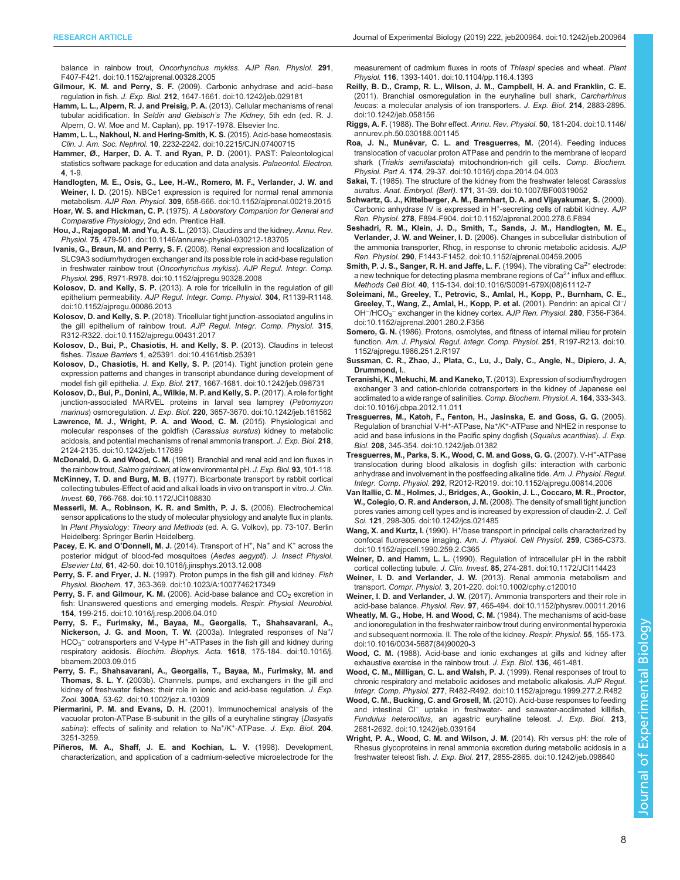balance in rainbow trout, *Oncorhynchus mykiss*. *AJP Ren. Physiol.* **291**, F407-F421. doi:10.1152/ajprenal.00328.2005

**Gilmour, K. M. and Perry, S. F.** (2009). Carbonic anhydrase and acid–base regulation in fish. *J. Exp. Biol.* **212**, 1647-1661. doi:10.1242/jeb.029181

**Hamm, L. L., Alpern, R. J. and Preisig, P. A.** (2013). Cellular mechanisms of renal tubular acidification. In *Seldin and Giebisch's The Kidney*, 5th edn (ed. R. J. Alpern, O. W. Moe and M. Caplan), pp. 1917-1978. Elsevier Inc.

**Hamm, L. L., Nakhoul, N. and Hering-Smith, K. S.** (2015). Acid-base homeostasis. *Clin. J. Am. Soc. Nephrol.* **10**, 2232-2242. doi:10.2215/CJN.07400715

**Hammer, Ø., Harper, D. A. T. and Ryan, P. D.** (2001). PAST: Paleontological statistics software package for education and data analysis. *Palaeontol. Electron.* **4**, 1-9.

**Handlogten, M. E., Osis, G., Lee, H.-W., Romero, M. F., Verlander, J. W. and Weiner, I. D.** (2015). NBCe1 expression is required for normal renal ammonia metabolism. *AJP Ren. Physiol.* **309**, 658-666. doi:10.1152/ajprenal.00219.2015

**Hoar, W. S. and Hickman, C. P.** (1975). *A Laboratory Companion for General and Comparative Physiology*, 2nd edn. Prentice Hall.

**Hou, J., Rajagopal, M. and Yu, A. S. L.** (2013). Claudins and the kidney. *Annu. Rev. Physiol.* **75**, 479-501. doi:10.1146/annurev-physiol-030212-183705

**Ivanis, G., Braun, M. and Perry, S. F.** (2008). Renal expression and localization of SLC9A3 sodium/hydrogen exchanger and its possible role in acid-base regulation in freshwater rainbow trout (*Oncorhynchus mykiss*). *AJP Regul. Integr. Comp. Physiol.* **295**, R971-R978. doi:10.1152/ajpregu.90328.2008

**Kolosov, D. and Kelly, S. P.** (2013). A role for tricellulin in the regulation of gill epithelium permeability. *AJP Regul. Integr. Comp. Physiol.* **304**, R1139-R1148. doi:10.1152/ajpregu.00086.2013

**Kolosov, D. and Kelly, S. P.** (2018). Tricellular tight junction-associated angulins in the gill epithelium of rainbow trout. *AJP Regul. Integr. Comp. Physiol.* **315**, R312-R322. doi:10.1152/ajpregu.00431.2017

**Kolosov, D., Bui, P., Chasiotis, H. and Kelly, S. P.** (2013). Claudins in teleost fishes. *Tissue Barriers* **1**, e25391. doi:10.4161/tisb.25391

**Kolosov, D., Chasiotis, H. and Kelly, S. P.** (2014). Tight junction protein gene expression patterns and changes in transcript abundance during development of model fish gill epithelia. *J. Exp. Biol.* **217**, 1667-1681. doi:10.1242/jeb.098731

**Kolosov, D., Bui, P., Donini, A., Wilkie, M. P. and Kelly, S. P.** (2017). A role for tight junction-associated MARVEL proteins in larval sea lamprey (*Petromyzon marinus*) osmoregulation. *J. Exp. Biol.* **220**, 3657-3670. doi:10.1242/jeb.161562

**Lawrence, M. J., Wright, P. A. and Wood, C. M.** (2015). Physiological and molecular responses of the goldfish (*Carassius auratus*) kidney to metabolic acidosis, and potential mechanisms of renal ammonia transport. *J. Exp. Biol.* **218**, 2124-2135. doi:10.1242/jeb.117689

**McDonald, D. G. and Wood, C. M.** (1981). Branchial and renal acid and ion fluxes in the rainbow trout, *Salmo gairdneri*, at low environmental pH. *J. Exp. Biol.* **93**, 101-118.

**McKinney, T. D. and Burg, M. B.** (1977). Bicarbonate transport by rabbit cortical collecting tubules-Effect of acid and alkali loads in vivo on transport in vitro. *J. Clin. Invest.* **60**, 766-768. doi:10.1172/JCI108830

**Messerli, M. A., Robinson, K. R. and Smith, P. J. S.** (2006). Electrochemical sensor applications to the study of molecular physiology and analyte flux in plants. In *Plant Physiology: Theory and Methods* (ed. A. G. Volkov), pp. 73-107. Berlin Heidelberg: Springer Berlin Heidelberg.

**Pacey, E. K. and O'Donnell, M. J.** (2014). Transport of $H^+$, $Na^+$ and $K^+$ across the posterior midgut of blood-fed mosquitoes (*Aedes aegypti*). *J. Insect Physiol. Elsevier Ltd*, **61**, 42-50. doi:10.1016/j.jinsphys.2013.12.008

**Perry, S. F. and Fryer, J. N.** (1997). Proton pumps in the fish gill and kidney. *Fish Physiol. Biochem.* **17**, 363-369. doi:10.1023/A:1007746217349

**Perry, S. F. and Gilmour, K. M.** (2006). Acid-base balance and $CO_2$ excretion in fish: Unanswered questions and emerging models. *Respir. Physiol. Neurobiol.* **154**, 199-215. doi:10.1016/j.resp.2006.04.010

**Perry, S. F., Furimsky, M., Bayaa, M., Georgalis, T., Shahsavarani, A., Nickerson, J. G. and Moon, T. W.** (2003a). Integrated responses of $Na^+$/$HCO_3^-$ cotransporters and V-type $H^+$-ATPases in the fish gill and kidney during respiratory acidosis. *Biochim. Biophys. Acta.* **1618**, 175-184. doi:10.1016/j.bbamem.2003.09.015

**Perry, S. F., Shahsavarani, A., Georgalis, T., Bayaa, M., Furimsky, M. and Thomas, S. L. Y.** (2003b). Channels, pumps, and exchangers in the gill and kidney of freshwater fishes: their role in ionic and acid-base regulation. *J. Exp. Zool.* **300A**, 53-62. doi:10.1002/jez.a.10309

**Piermarini, P. M. and Evans, D. H.** (2001). Immunochemical analysis of the vacuolar proton-ATPase B-subunit in the gills of a euryhaline stingray (*Dasyatis sabina*): effects of salinity and relation to $Na^+$/$K^+$-ATPase. *J. Exp. Biol.* **204**, 3251-3259.

**Piñeros, M. A., Shaff, J. E. and Kochian, L. V.** (1998). Development, characterization, and application of a cadmium-selective microelectrode for the measurement of cadmium fluxes in roots of *Thlaspi* species and wheat. *Plant Physiol.* **116**, 1393-1401. doi:10.1104/pp.116.4.1393

**Reilly, B. D., Cramp, R. L., Wilson, J. M., Campbell, H. A. and Franklin, C. E.** (2011). Branchial osmoregulation in the euryhaline bull shark, *Carcharhinus leucas*: a molecular analysis of ion transporters. *J. Exp. Biol.* **214**, 2883-2895. doi:10.1242/jeb.058156

**Riggs, A. F.** (1988). The Bohr effect. *Annu. Rev. Physiol.* **50**, 181-204. doi:10.1146/annurev.ph.50.030188.001145

**Roa, J. N., Munévar, C. L. and Tresguerres, M.** (2014). Feeding induces translocation of vacuolar proton ATPase and pendrin to the membrane of leopard shark (*Triakis semifasciata*) mitochondrion-rich gill cells. *Comp. Biochem. Physiol. Part A.* **174**, 29-37. doi:10.1016/j.cbpa.2014.04.003

**Sakai, T.** (1985). The structure of the kidney from the freshwater teleost *Carassius auratus*. *Anat. Embryol. (Berl).* **171**, 31-39. doi:10.1007/BF00319052

**Schwartz, G. J., Kittelberger, A. M., Barnhart, D. A. and Vijayakumar, S.** (2000). Carbonic anhydrase IV is expressed in $H^+$-secreting cells of rabbit kidney. *AJP Ren. Physiol.* **278**, F894-F904. doi:10.1152/ajprenal.2000.278.6.F894

**Seshadri, R. M., Klein, J. D., Smith, T., Sands, J. M., Handlogten, M. E., Verlander, J. W. and Weiner, I. D.** (2006). Changes in subcellular distribution of the ammonia transporter, Rhcg, in response to chronic metabolic acidosis. *AJP Ren. Physiol.* **290**, F1443-F1452. doi:10.1152/ajprenal.00459.2005

**Smith, P. J. S., Sanger, R. H. and Jaffe, L. F.** (1994). The vibrating $Ca^{2+}$ electrode: a new technique for detecting plasma membrane regions of $Ca^{2+}$ influx and efflux. *Methods Cell Biol.* **40**, 115-134. doi:10.1016/S0091-679X(08)61112-7

**Soleimani, M., Greeley, T., Petrovic, S., Amlal, H., Kopp, P., Burnham, C. E., Greeley, T., Wang, Z., Amlal, H., Kopp, P. et al.** (2001). Pendrin: an apical $Cl^-$/$OH^-$/$HCO_3^-$ exchanger in the kidney cortex. *AJP Ren. Physiol.* **280**, F356-F364. doi:10.1152/ajprenal.2001.280.2.F356

**Somero, G. N.** (1986). Protons, osmolytes, and fitness of internal milieu for protein function. *Am. J. Physiol. Regul. Integr. Comp. Physiol.* **251**, R197-R213. doi:10.1152/ajpregu.1986.251.2.R197

**Sussman, C. R., Zhao, J., Plata, C., Lu, J., Daly, C., Angle, N., Dipiero, J. A, Drummond, I.**.

**Teranishi, K., Mekuchi, M. and Kaneko, T.** (2013). Expression of sodium/hydrogen exchanger 3 and cation-chloride cotransporters in the kidney of Japanese eel acclimated to a wide range of salinities. *Comp. Biochem. Physiol. A.* **164**, 333-343. doi:10.1016/j.cbpa.2012.11.011

**Tresguerres, M., Katoh, F., Fenton, H., Jasinska, E. and Goss, G. G.** (2005). Regulation of branchial V-$H^+$-ATPase, $Na^+$/$K^+$-ATPase and NHE2 in response to acid and base infusions in the Pacific spiny dogfish (*Squalus acanthias*). *J. Exp. Biol.* **208**, 345-354. doi:10.1242/jeb.01382

**Tresguerres, M., Parks, S. K., Wood, C. M. and Goss, G. G.** (2007). V-$H^+$-ATPase translocation during blood alkalosis in dogfish gills: interaction with carbonic anhydrase and involvement in the postfeeding alkaline tide. *Am. J. Physiol. Regul. Integr. Comp. Physiol.* **292**, R2012-R2019. doi:10.1152/ajpregu.00814.2006

**Van Itallie, C. M., Holmes, J., Bridges, A., Gookin, J. L., Coccaro, M. R., Proctor, W., Colegio, O. R. and Anderson, J. M.** (2008). The density of small tight junction pores varies among cell types and is increased by expression of claudin-2. *J. Cell Sci.* **121**, 298-305. doi:10.1242/jcs.021485

**Wang, X. and Kurtz, I.** (1990). $H^+$/base transport in principal cells characterized by confocal fluorescence imaging. *Am. J. Physiol. Cell Physiol.* **259**, C365-C373. doi:10.1152/ajpcell.1990.259.2.C365

**Weiner, D. and Hamm, L. L.** (1990). Regulation of intracellular pH in the rabbit cortical collecting tubule. *J. Clin. Invest.* **85**, 274-281. doi:10.1172/JCI114423

**Weiner, I. D. and Verlander, J. W.** (2013). Renal ammonia metabolism and transport. *Compr. Physiol.* **3**, 201-220. doi:10.1002/cphy.c120010

**Weiner, I. D. and Verlander, J. W.** (2017). Ammonia transporters and their role in acid-base balance. *Physiol. Rev.* **97**, 465-494. doi:10.1152/physrev.00011.2016

**Wheatly, M. G., Hobe, H. and Wood, C. M.** (1984). The mechanisms of acid-base and ionoregulation in the freshwater rainbow trout during environmental hyperoxia and subsequent normoxia. II. The role of the kidney. *Respir. Physiol.* **55**, 155-173. doi:10.1016/0034-5687(84)90020-3

**Wood, C. M.** (1988). Acid-base and ionic exchanges at gills and kidney after exhaustive exercise in the rainbow trout. *J. Exp. Biol.* **136**, 461-481.

**Wood, C. M., Milligan, C. L. and Walsh, P. J.** (1999). Renal responses of trout to chronic respiratory and metabolic acidoses and metabolic alkalosis. *AJP Regul. Integr. Comp. Physiol.* **277**, R482-R492. doi:10.1152/ajpregu.1999.277.2.R482

**Wood, C. M., Bucking, C. and Grosell, M.** (2010). Acid-base responses to feeding and intestinal $Cl^-$ uptake in freshwater- and seawater-acclimated killifish, *Fundulus heteroclitus*, an agastric euryhaline teleost. *J. Exp. Biol.* **213**, 2681-2692. doi:10.1242/jeb.039164

**Wright, P. A., Wood, C. M. and Wilson, J. M.** (2014). Rh versus pH: the role of Rhesus glycoproteins in renal ammonia excretion during metabolic acidosis in a freshwater teleost fish. *J. Exp. Biol.* **217**, 2855-2865. doi:10.1242/jeb.098640